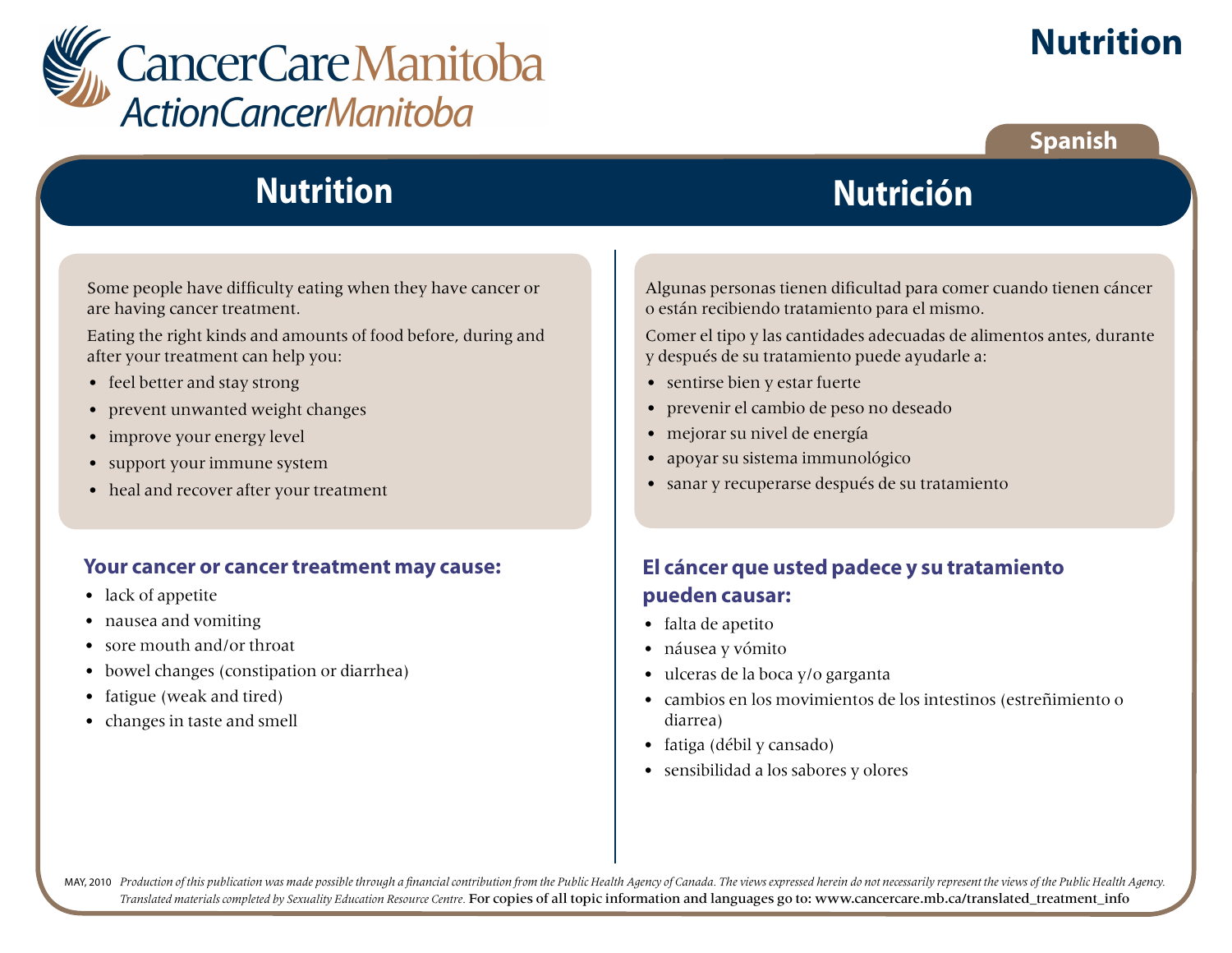CancerCare Manitoba
ActionCancerManitoba

# Nutrition

Spanish

## Nutrition

Some people have difficulty eating when they have cancer or are having cancer treatment.

Eating the right kinds and amounts of food before, during and after your treatment can help you:

- feel better and stay strong
- prevent unwanted weight changes
- improve your energy level
- support your immune system
- heal and recover after your treatment

### Your cancer or cancer treatment may cause:

- lack of appetite
- nausea and vomiting
- sore mouth and/or throat
- bowel changes (constipation or diarrhea)
- fatigue (weak and tired)
- changes in taste and smell

## Nutrición

Algunas personas tienen dificultad para comer cuando tienen cáncer o están recibiendo tratamiento para el mismo.

Comer el tipo y las cantidades adecuadas de alimentos antes, durante y después de su tratamiento puede ayudarle a:

- sentirse bien y estar fuerte
- prevenir el cambio de peso no deseado
- mejorar su nivel de energía
- apoyar su sistema immunológico
- sanar y recuperarse después de su tratamiento

### El cáncer que usted padece y su tratamiento pueden causar:

- falta de apetito
- náusea y vómito
- ulceras de la boca y/o garganta
- cambios en los movimientos de los intestinos (estreñimiento o diarrea)
- fatiga (débil y cansado)
- sensibilidad a los sabores y olores

MAY, 2010 *Production of this publication was made possible through a financial contribution from the Public Health Agency of Canada. The views expressed herein do not necessarily represent the views of the Public Health Agency. Translated materials completed by Sexuality Education Resource Centre.* For copies of all topic information and languages go to: www.cancercare.mb.ca/translated_treatment_info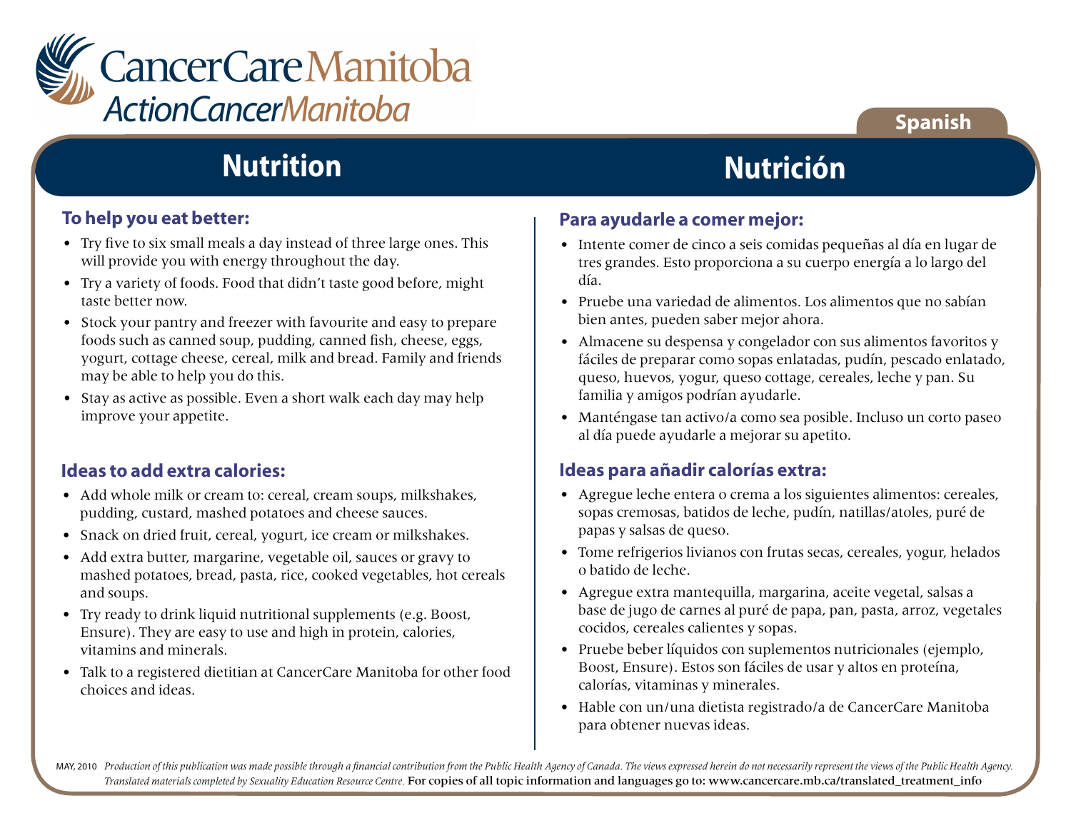CancerCare Manitoba
ActionCancerManitoba

Spanish

# Nutrition

## To help you eat better:

- Try five to six small meals a day instead of three large ones. This will provide you with energy throughout the day.
- Try a variety of foods. Food that didn't taste good before, might taste better now.
- Stock your pantry and freezer with favourite and easy to prepare foods such as canned soup, pudding, canned fish, cheese, eggs, yogurt, cottage cheese, cereal, milk and bread. Family and friends may be able to help you do this.
- Stay as active as possible. Even a short walk each day may help improve your appetite.

## Ideas to add extra calories:

- Add whole milk or cream to: cereal, cream soups, milkshakes, pudding, custard, mashed potatoes and cheese sauces.
- Snack on dried fruit, cereal, yogurt, ice cream or milkshakes.
- Add extra butter, margarine, vegetable oil, sauces or gravy to mashed potatoes, bread, pasta, rice, cooked vegetables, hot cereals and soups.
- Try ready to drink liquid nutritional supplements (e.g. Boost, Ensure). They are easy to use and high in protein, calories, vitamins and minerals.
- Talk to a registered dietitian at CancerCare Manitoba for other food choices and ideas.

# Nutrición

## Para ayudarle a comer mejor:

- Intente comer de cinco a seis comidas pequeñas al día en lugar de tres grandes. Esto proporciona a su cuerpo energía a lo largo del día.
- Pruebe una variedad de alimentos. Los alimentos que no sabían bien antes, pueden saber mejor ahora.
- Almacene su despensa y congelador con sus alimentos favoritos y fáciles de preparar como sopas enlatadas, pudín, pescado enlatado, queso, huevos, yogur, queso cottage, cereales, leche y pan. Su familia y amigos podrían ayudarle.
- Manténgase tan activo/a como sea posible. Incluso un corto paseo al día puede ayudarle a mejorar su apetito.

## Ideas para añadir calorías extra:

- Agregue leche entera o crema a los siguientes alimentos: cereales, sopas cremosas, batidos de leche, pudín, natillas/atoles, puré de papas y salsas de queso.
- Tome refrigerios livianos con frutas secas, cereales, yogur, helados o batido de leche.
- Agregue extra mantequilla, margarina, aceite vegetal, salsas a base de jugo de carnes al puré de papa, pan, pasta, arroz, vegetales cocidos, cereales calientes y sopas.
- Pruebe beber líquidos con suplementos nutricionales (ejemplo, Boost, Ensure). Estos son fáciles de usar y altos en proteína, calorías, vitaminas y minerales.
- Hable con un/una dietista registrado/a de CancerCare Manitoba para obtener nuevas ideas.

MAY, 2010 *Production of this publication was made possible through a financial contribution from the Public Health Agency of Canada. The views expressed herein do not necessarily represent the views of the Public Health Agency. Translated materials completed by Sexuality Education Resource Centre.* For copies of all topic information and languages go to: www.cancercare.mb.ca/translated_treatment_info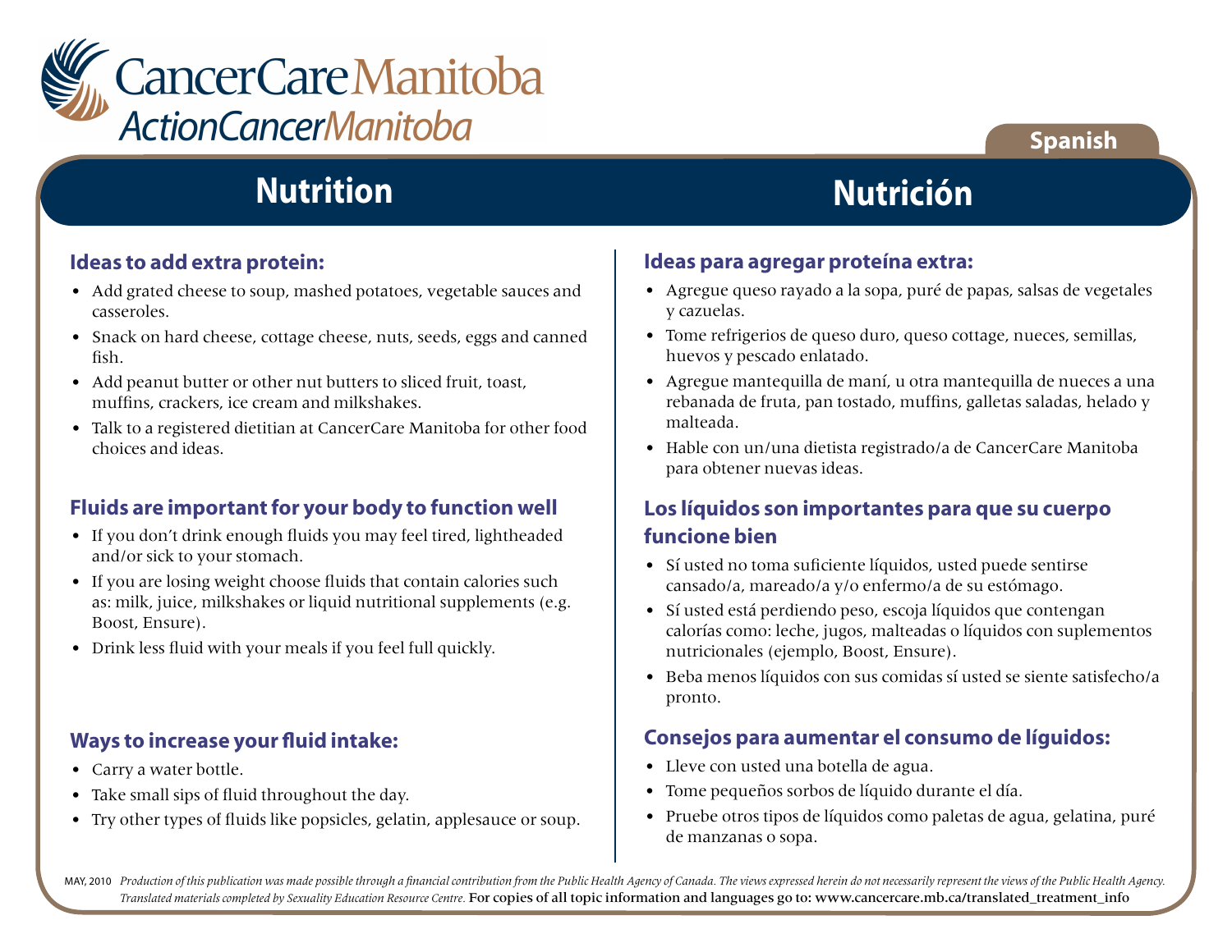CancerCare Manitoba
ActionCancerManitoba

Spanish

# Nutrition

## Ideas to add extra protein:

- Add grated cheese to soup, mashed potatoes, vegetable sauces and casseroles.
- Snack on hard cheese, cottage cheese, nuts, seeds, eggs and canned fish.
- Add peanut butter or other nut butters to sliced fruit, toast, muffins, crackers, ice cream and milkshakes.
- Talk to a registered dietitian at CancerCare Manitoba for other food choices and ideas.

## Fluids are important for your body to function well

- If you don't drink enough fluids you may feel tired, lightheaded and/or sick to your stomach.
- If you are losing weight choose fluids that contain calories such as: milk, juice, milkshakes or liquid nutritional supplements (e.g. Boost, Ensure).
- Drink less fluid with your meals if you feel full quickly.

## Ways to increase your fluid intake:

- Carry a water bottle.
- Take small sips of fluid throughout the day.
- Try other types of fluids like popsicles, gelatin, applesauce or soup.

# Nutrición

## Ideas para agregar proteína extra:

- Agregue queso rayado a la sopa, puré de papas, salsas de vegetales y cazuelas.
- Tome refrigerios de queso duro, queso cottage, nueces, semillas, huevos y pescado enlatado.
- Agregue mantequilla de maní, u otra mantequilla de nueces a una rebanada de fruta, pan tostado, muffins, galletas saladas, helado y malteada.
- Hable con un/una dietista registrado/a de CancerCare Manitoba para obtener nuevas ideas.

## Los líquidos son importantes para que su cuerpo funcione bien

- Sí usted no toma suficiente líquidos, usted puede sentirse cansado/a, mareado/a y/o enfermo/a de su estómago.
- Sí usted está perdiendo peso, escoja líquidos que contengan calorías como: leche, jugos, malteadas o líquidos con suplementos nutricionales (ejemplo, Boost, Ensure).
- Beba menos líquidos con sus comidas sí usted se siente satisfecho/a pronto.

## Consejos para aumentar el consumo de líguidos:

- Lleve con usted una botella de agua.
- Tome pequeños sorbos de líquido durante el día.
- Pruebe otros tipos de líquidos como paletas de agua, gelatina, puré de manzanas o sopa.

MAY, 2010 *Production of this publication was made possible through a financial contribution from the Public Health Agency of Canada. The views expressed herein do not necessarily represent the views of the Public Health Agency. Translated materials completed by Sexuality Education Resource Centre.* For copies of all topic information and languages go to: www.cancercare.mb.ca/translated_treatment_info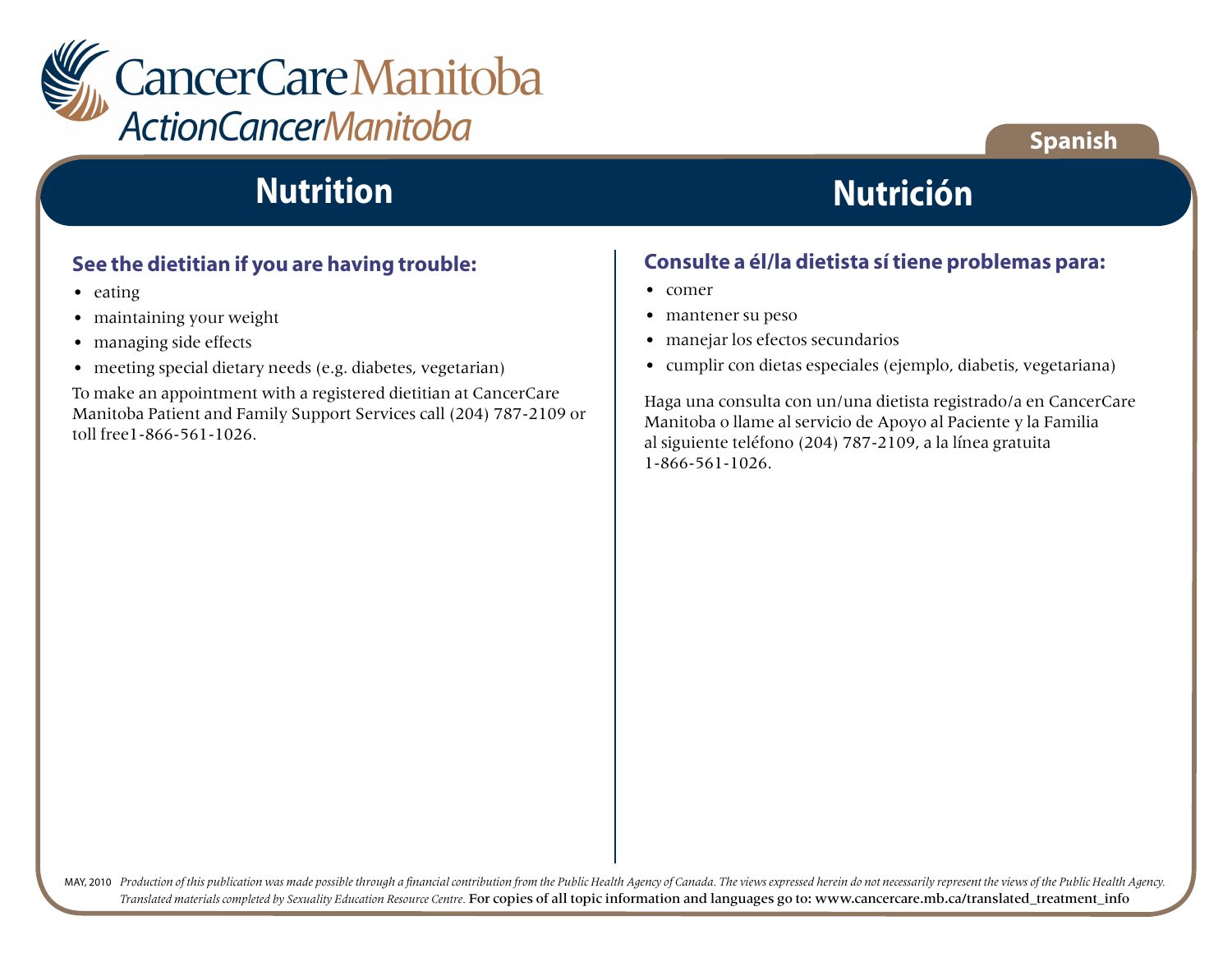CancerCare Manitoba
ActionCancerManitoba

Spanish

# Nutrition

### See the dietitian if you are having trouble:

- eating
- maintaining your weight
- managing side effects
- meeting special dietary needs (e.g. diabetes, vegetarian)

To make an appointment with a registered dietitian at CancerCare Manitoba Patient and Family Support Services call (204) 787-2109 or toll free1-866-561-1026.

# Nutrición

### Consulte a él/la dietista sí tiene problemas para:

- comer
- mantener su peso
- manejar los efectos secundarios
- cumplir con dietas especiales (ejemplo, diabetis, vegetariana)

Haga una consulta con un/una dietista registrado/a en CancerCare Manitoba o llame al servicio de Apoyo al Paciente y la Familia al siguiente teléfono (204) 787-2109, a la línea gratuita 1-866-561-1026.

MAY, 2010 *Production of this publication was made possible through a financial contribution from the Public Health Agency of Canada. The views expressed herein do not necessarily represent the views of the Public Health Agency. Translated materials completed by Sexuality Education Resource Centre.* For copies of all topic information and languages go to: www.cancercare.mb.ca/translated_treatment_info